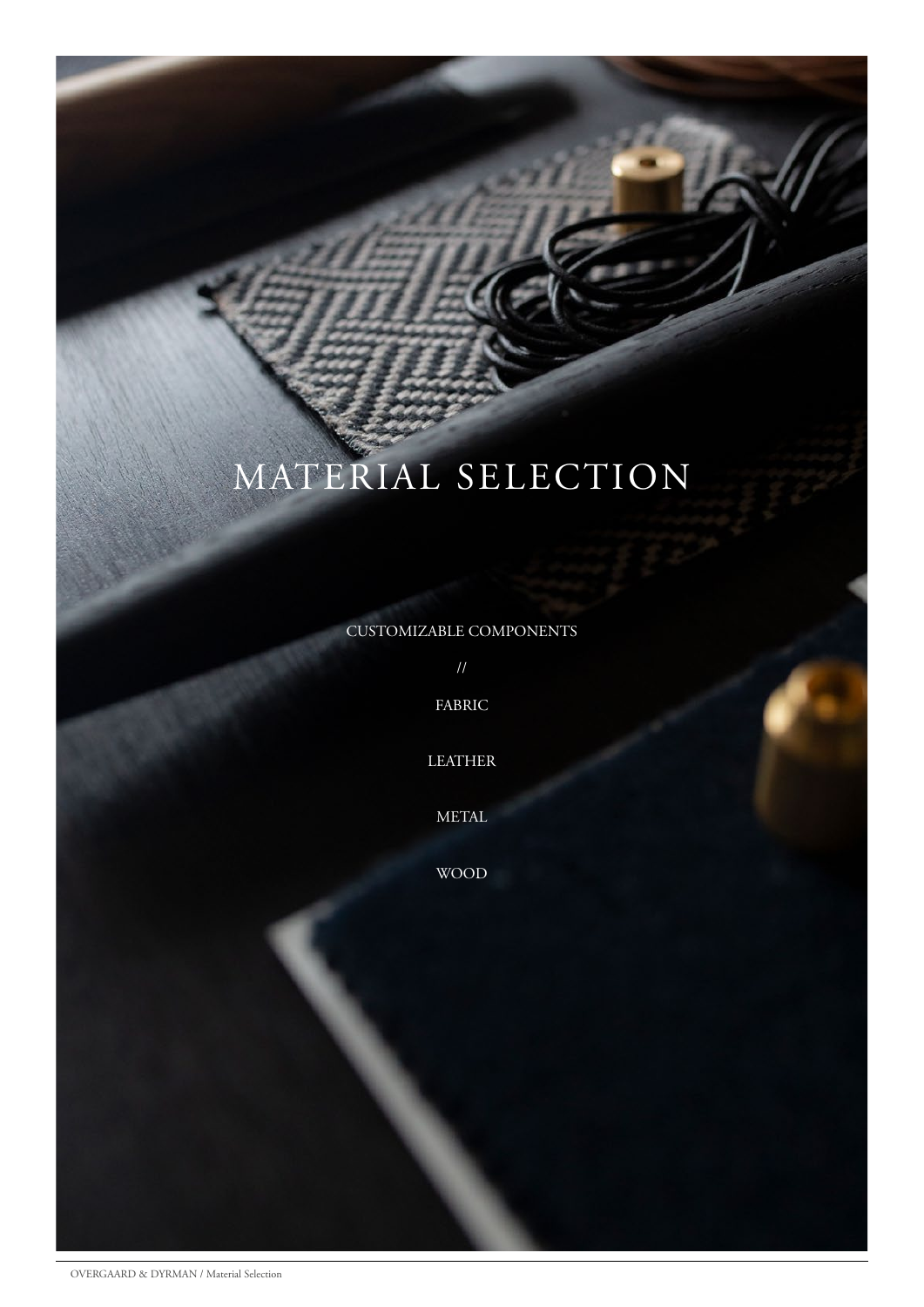# MATERIAL SELECTION

CUSTOMIZABLE COMPONENTS

//

FABRIC

LEATHER

METAL

WOOD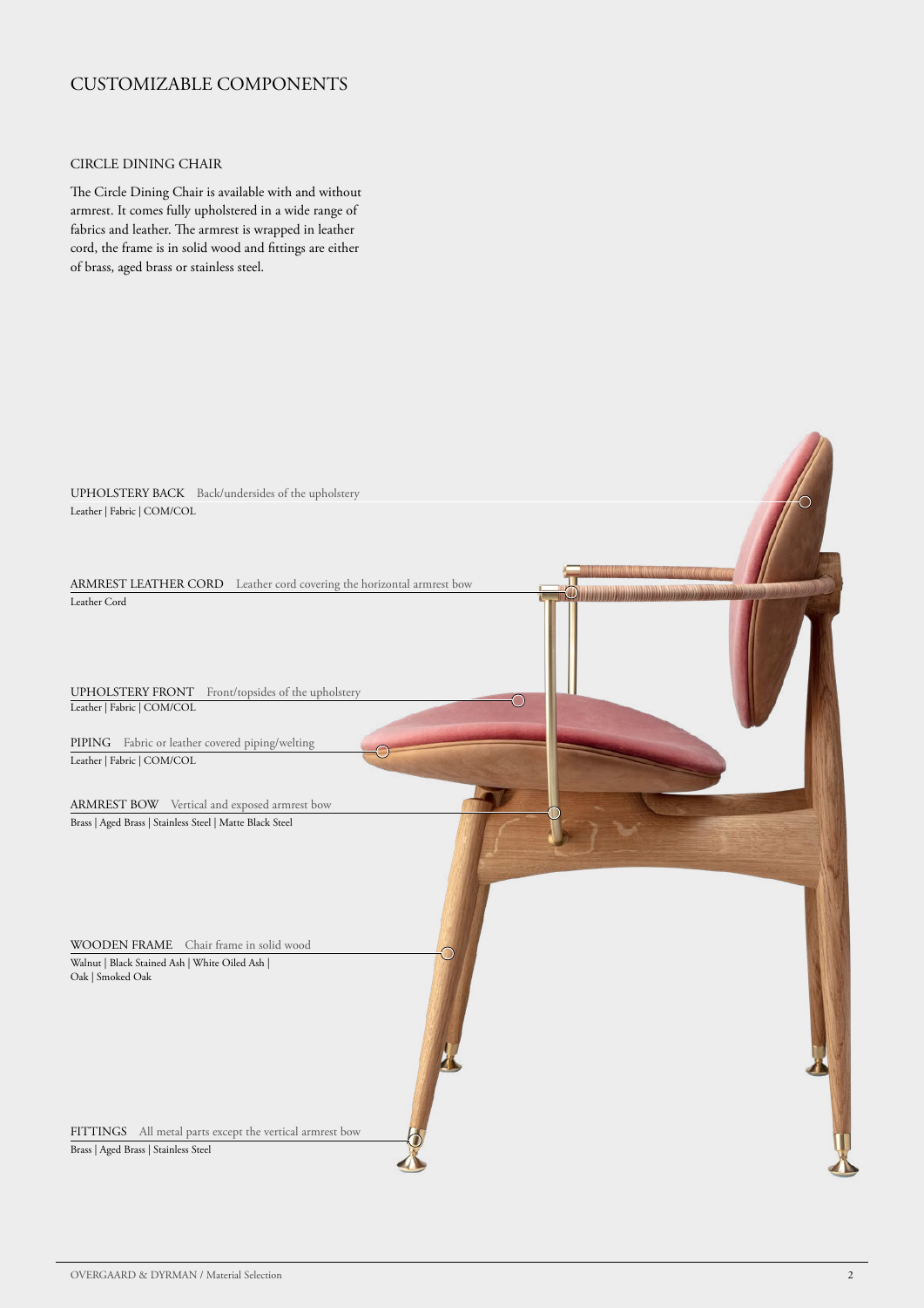# CUSTOMIZABLE COMPONENTS

## CIRCLE DINING CHAIR

The Circle Dining Chair is available with and without armrest. It comes fully upholstered in a wide range of fabrics and leather. The armrest is wrapped in leather cord, the frame is in solid wood and fittings are either of brass, aged brass or stainless steel.

UPHOLSTERY BACK Back/undersides of the upholstery
Leather | Fabric | COM/COL

ARMREST LEATHER CORD Leather cord covering the horizontal armrest bow
Leather Cord

UPHOLSTERY FRONT Front/topsides of the upholstery
Leather | Fabric | COM/COL

PIPING Fabric or leather covered piping/welting
Leather | Fabric | COM/COL

ARMREST BOW Vertical and exposed armrest bow
Brass | Aged Brass | Stainless Steel | Matte Black Steel

WOODEN FRAME Chair frame in solid wood
Walnut | Black Stained Ash | White Oiled Ash | Oak | Smoked Oak

FITTINGS All metal parts except the vertical armrest bow
Brass | Aged Brass | Stainless Steel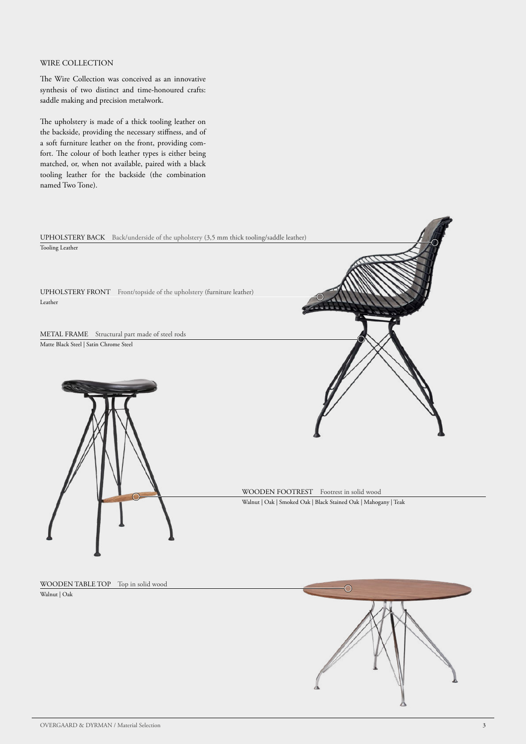## WIRE COLLECTION

The Wire Collection was conceived as an innovative synthesis of two distinct and time-honoured crafts: saddle making and precision metalwork.

The upholstery is made of a thick tooling leather on the backside, providing the necessary stiffness, and of a soft furniture leather on the front, providing comfort. The colour of both leather types is either being matched, or, when not available, paired with a black tooling leather for the backside (the combination named Two Tone).

UPHOLSTERY BACK Back/underside of the upholstery (3,5 mm thick tooling/saddle leather)
Tooling Leather

UPHOLSTERY FRONT Front/topside of the upholstery (furniture leather)
Leather

METAL FRAME Structural part made of steel rods
Matte Black Steel | Satin Chrome Steel

WOODEN FOOTREST Footrest in solid wood
Walnut | Oak | Smoked Oak | Black Stained Oak | Mahogany | Teak

WOODEN TABLE TOP Top in solid wood
Walnut | Oak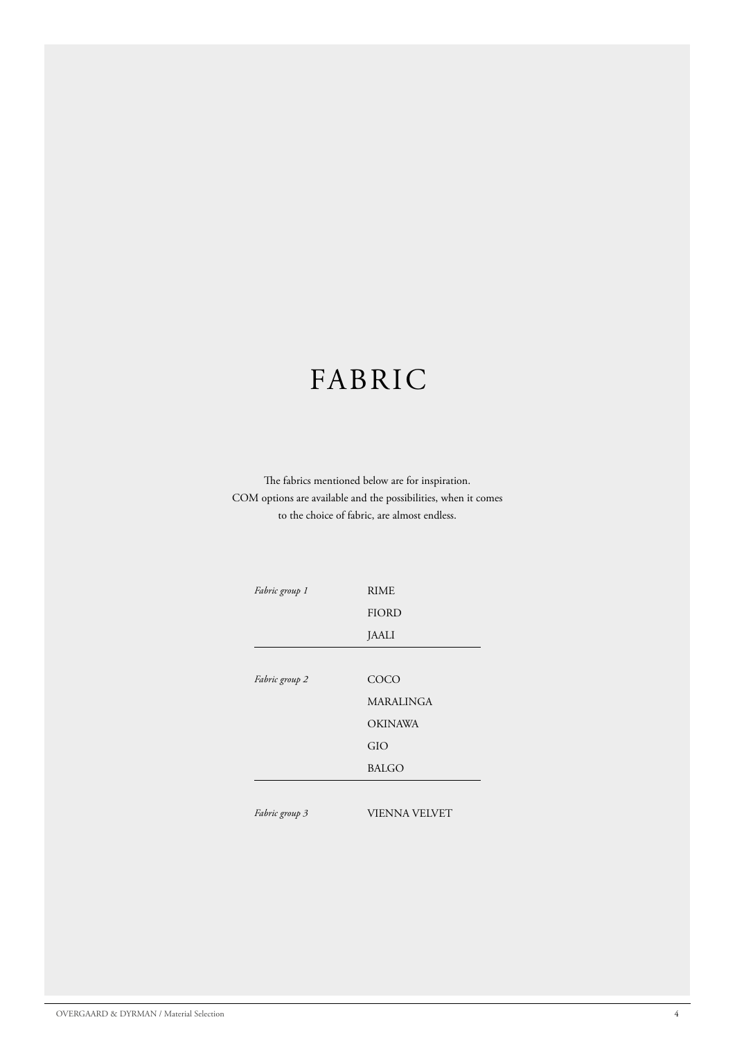# FABRIC

The fabrics mentioned below are for inspiration.
COM options are available and the possibilities, when it comes to the choice of fabric, are almost endless.

| | |
|---|---|
| *Fabric group 1* | RIME |
| | FIORD |
| | JAALI |
| *Fabric group 2* | COCO |
| | MARALINGA |
| | OKINAWA |
| | GIO |
| | BALGO |
| *Fabric group 3* | VIENNA VELVET |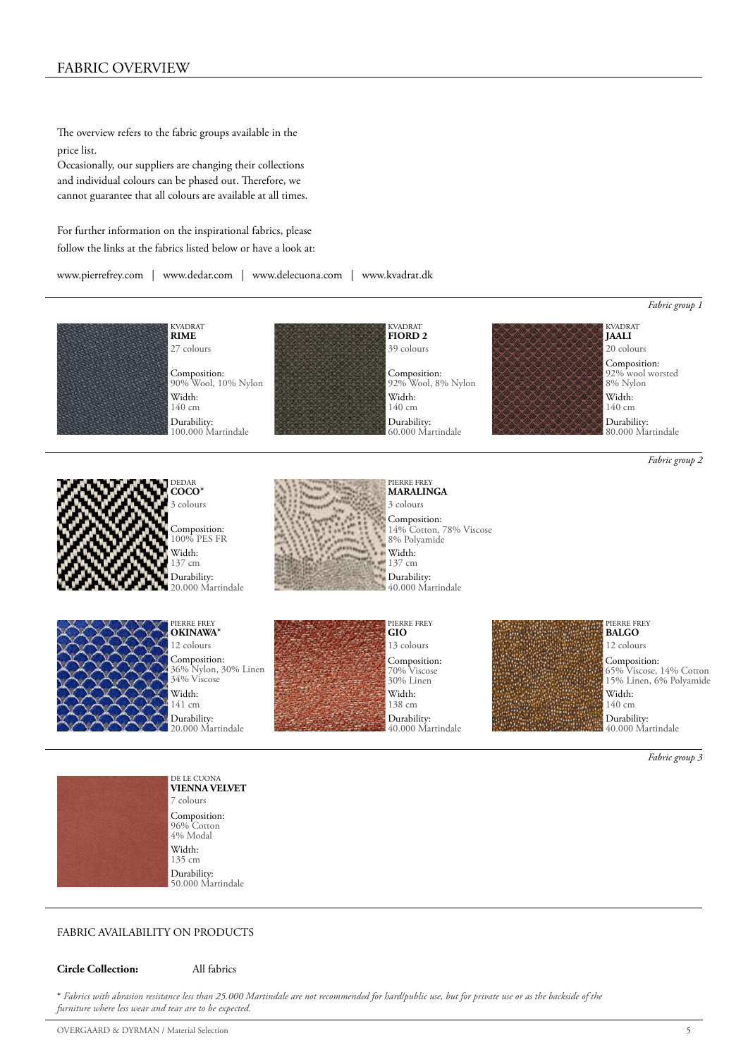# FABRIC OVERVIEW

The overview refers to the fabric groups available in the price list.
Occasionally, our suppliers are changing their collections and individual colours can be phased out. Therefore, we cannot guarantee that all colours are available at all times.

For further information on the inspirational fabrics, please follow the links at the fabrics listed below or have a look at:

www.pierrefrey.com | www.dedar.com | www.delecuona.com | www.kvadrat.dk

*Fabric group 1*

KVADRAT
**RIME**
27 colours

Composition:
90% Wool, 10% Nylon
Width:
140 cm
Durability:
100.000 Martindale

KVADRAT
**FIORD 2**
39 colours

Composition:
92% Wool, 8% Nylon
Width:
140 cm
Durability:
60.000 Martindale

KVADRAT
**JAALI**
20 colours

Composition:
92% wool worsted
8% Nylon
Width:
140 cm
Durability:
80.000 Martindale

*Fabric group 2*

DEDAR
**COCO***
3 colours

Composition:
100% PES FR
Width:
137 cm
Durability:
20.000 Martindale

PIERRE FREY
**MARALINGA**
3 colours

Composition:
14% Cotton, 78% Viscose
8% Polyamide
Width:
137 cm
Durability:
40.000 Martindale

PIERRE FREY
**OKINAWA***
12 colours

Composition:
36% Nylon, 30% Linen
34% Viscose
Width:
141 cm
Durability:
20.000 Martindale

PIERRE FREY
**GIO**
13 colours

Composition:
70% Viscose
30% Linen
Width:
138 cm
Durability:
40.000 Martindale

PIERRE FREY
**BALGO**
12 colours

Composition:
65% Viscose, 14% Cotton
15% Linen, 6% Polyamide
Width:
140 cm
Durability:
40.000 Martindale

*Fabric group 3*

DE LE CUONA
**VIENNA VELVET**
7 colours

Composition:
96% Cotton
4% Modal
Width:
135 cm
Durability:
50.000 Martindale

## FABRIC AVAILABILITY ON PRODUCTS

**Circle Collection:** All fabrics

* *Fabrics with abrasion resistance less than 25.000 Martindale are not recommended for hard/public use, but for private use or as the backside of the furniture where less wear and tear are to be expected.*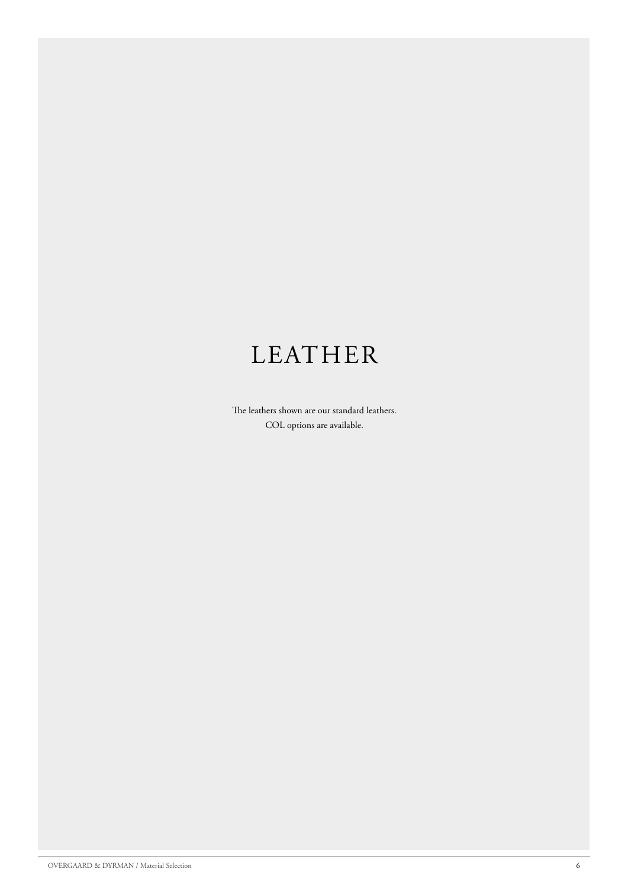# LEATHER

The leathers shown are our standard leathers.
COL options are available.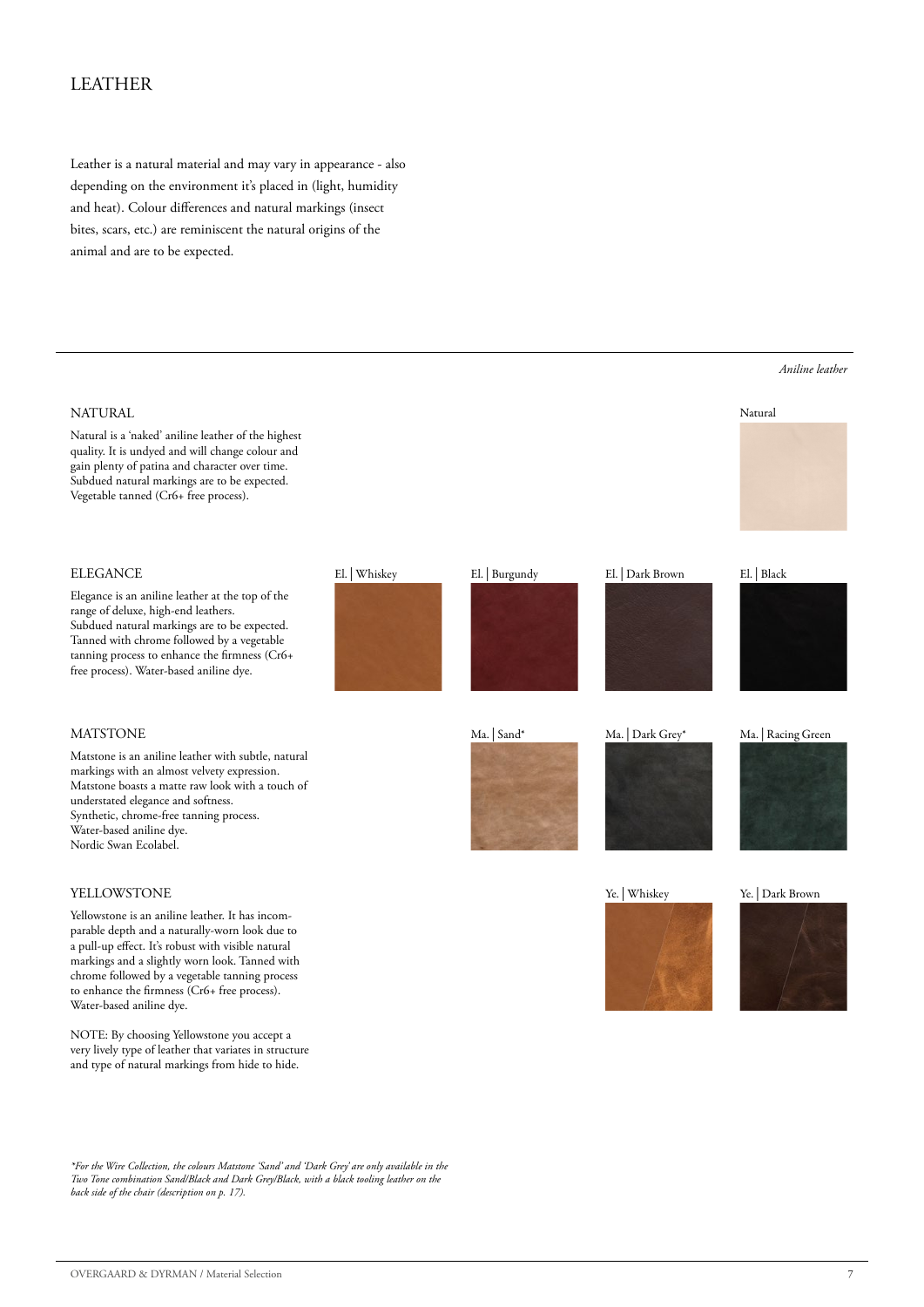# LEATHER

Leather is a natural material and may vary in appearance - also depending on the environment it's placed in (light, humidity and heat). Colour differences and natural markings (insect bites, scars, etc.) are reminiscent the natural origins of the animal and are to be expected.

*Aniline leather*

## NATURAL

Natural is a 'naked' aniline leather of the highest quality. It is undyed and will change colour and gain plenty of patina and character over time. Subdued natural markings are to be expected. Vegetable tanned (Cr6+ free process).

Natural

## ELEGANCE

Elegance is an aniline leather at the top of the range of deluxe, high-end leathers. Subdued natural markings are to be expected. Tanned with chrome followed by a vegetable tanning process to enhance the firmness (Cr6+ free process). Water-based aniline dye.

El. | Whiskey

El. | Burgundy

El. | Dark Brown

El. | Black

## MATSTONE

Matstone is an aniline leather with subtle, natural markings with an almost velvety expression. Matstone boasts a matte raw look with a touch of understated elegance and softness. Synthetic, chrome-free tanning process. Water-based aniline dye. Nordic Swan Ecolabel.

Ma. | Sand*

Ma. | Dark Grey*

Ma. | Racing Green

## YELLOWSTONE

Yellowstone is an aniline leather. It has incomparable depth and a naturally-worn look due to a pull-up effect. It's robust with visible natural markings and a slightly worn look. Tanned with chrome followed by a vegetable tanning process to enhance the firmness (Cr6+ free process). Water-based aniline dye.

NOTE: By choosing Yellowstone you accept a very lively type of leather that variates in structure and type of natural markings from hide to hide.

Ye. | Whiskey

Ye. | Dark Brown

*\*For the Wire Collection, the colours Matstone 'Sand' and 'Dark Grey' are only available in the Two Tone combination Sand/Black and Dark Grey/Black, with a black tooling leather on the back side of the chair (description on p. 17).*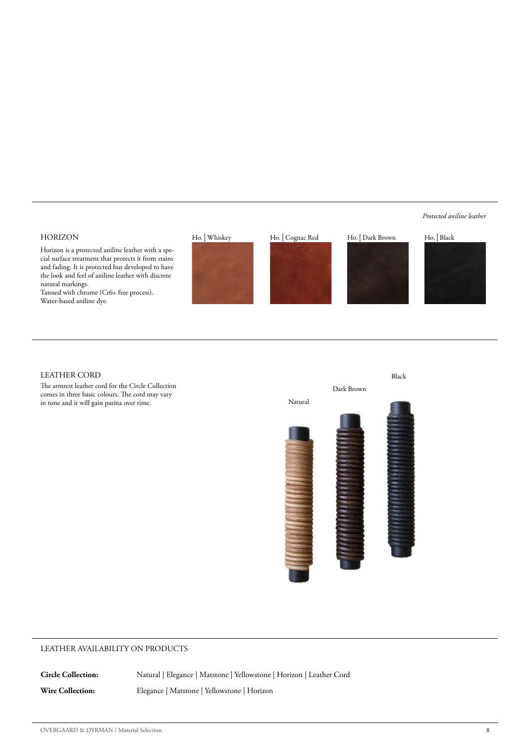*Protected aniline leather*

## HORIZON

Horizon is a protected aniline leather with a special surface treatment that protects it from stains and fading. It is protected but developed to have the look and feel of aniline leather with discrete natural markings.
Tanned with chrome (Cr6+ free process).
Water-based aniline dye.

Ho. | Whiskey

Ho. | Cognac Red

Ho. | Dark Brown

Ho. | Black

## LEATHER CORD

The armrest leather cord for the Circle Collection comes in three basic colours. The cord may vary in tone and it will gain patina over time.

Natural

Dark Brown

Black

## LEATHER AVAILABILITY ON PRODUCTS

**Circle Collection:** Natural | Elegance | Matstone | Yellowstone | Horizon | Leather Cord

**Wire Collection:** Elegance | Matstone | Yellowstone | Horizon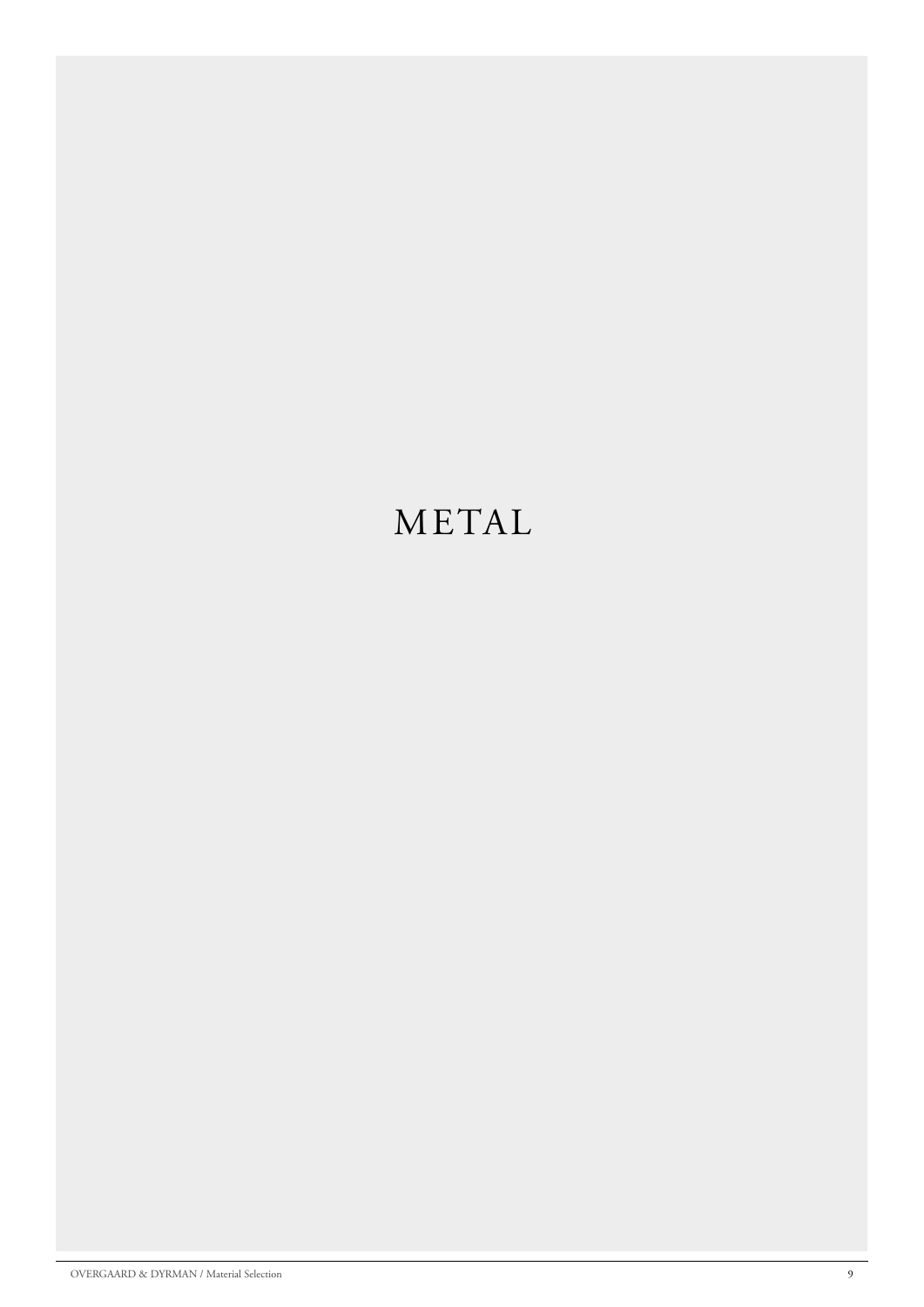# METAL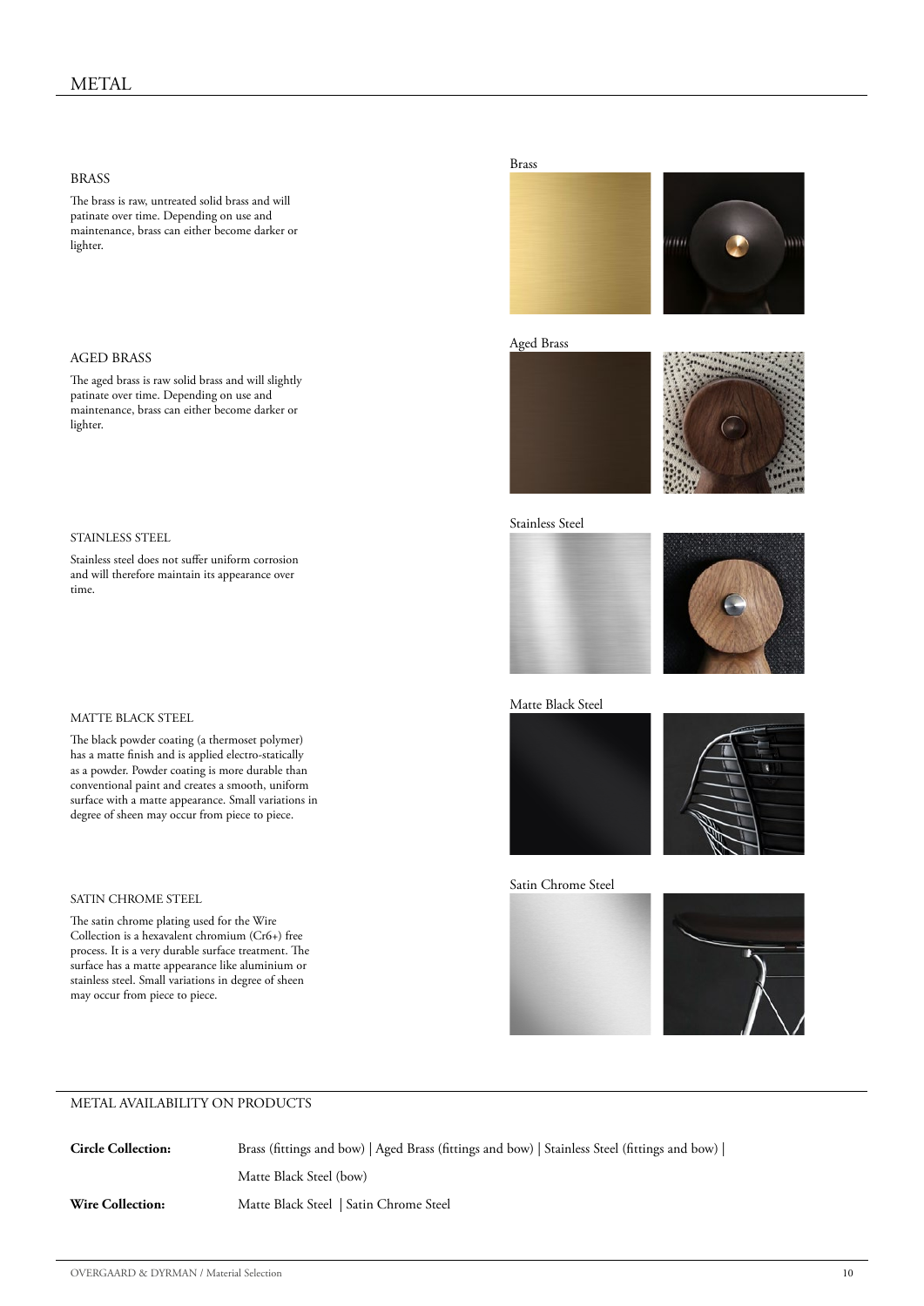# METAL

## BRASS

The brass is raw, untreated solid brass and will patinate over time. Depending on use and maintenance, brass can either become darker or lighter.

Brass

## AGED BRASS

The aged brass is raw solid brass and will slightly patinate over time. Depending on use and maintenance, brass can either become darker or lighter.

Aged Brass

## STAINLESS STEEL

Stainless steel does not suffer uniform corrosion and will therefore maintain its appearance over time.

Stainless Steel

## MATTE BLACK STEEL

The black powder coating (a thermoset polymer) has a matte finish and is applied electro-statically as a powder. Powder coating is more durable than conventional paint and creates a smooth, uniform surface with a matte appearance. Small variations in degree of sheen may occur from piece to piece.

Matte Black Steel

## SATIN CHROME STEEL

The satin chrome plating used for the Wire Collection is a hexavalent chromium ($Cr6+$) free process. It is a very durable surface treatment. The surface has a matte appearance like aluminium or stainless steel. Small variations in degree of sheen may occur from piece to piece.

Satin Chrome Steel

## METAL AVAILABILITY ON PRODUCTS

| | |
|---|---|
| **Circle Collection:** | Brass (fittings and bow) \| Aged Brass (fittings and bow) \| Stainless Steel (fittings and bow) \| Matte Black Steel (bow) |
| **Wire Collection:** | Matte Black Steel \| Satin Chrome Steel |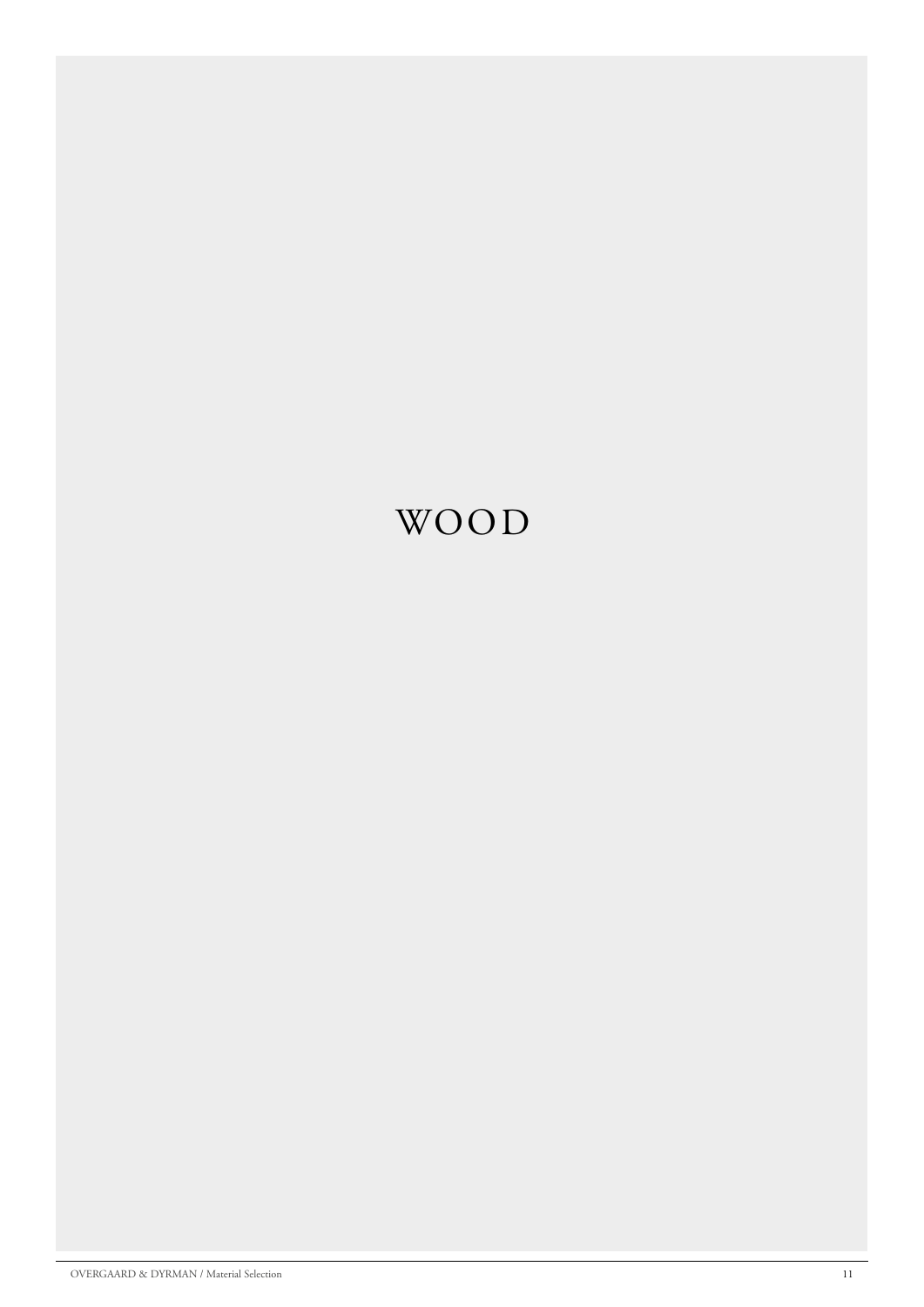# WOOD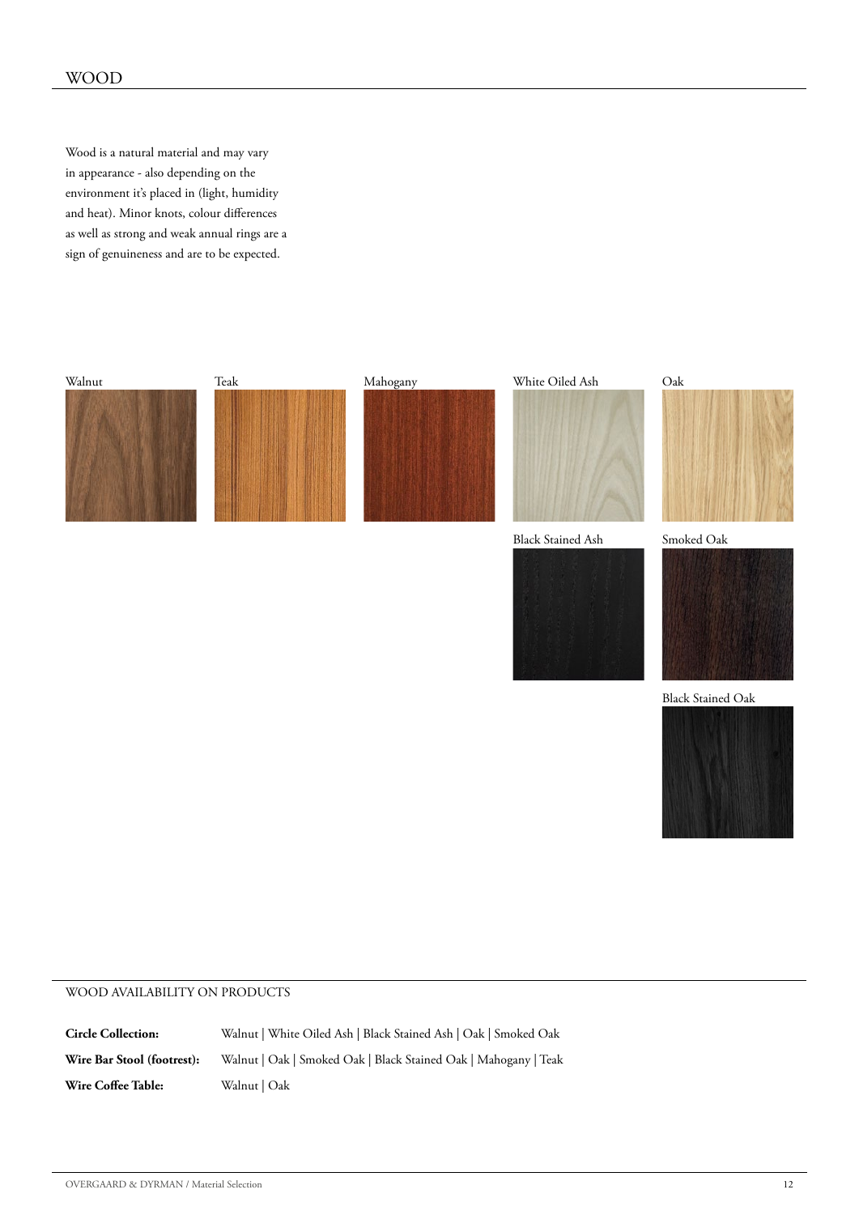# WOOD

Wood is a natural material and may vary in appearance - also depending on the environment it's placed in (light, humidity and heat). Minor knots, colour differences as well as strong and weak annual rings are a sign of genuineness and are to be expected.

Walnut

Teak

Mahogany

White Oiled Ash

Oak

Black Stained Ash

Smoked Oak

Black Stained Oak

## WOOD AVAILABILITY ON PRODUCTS

**Circle Collection:** Walnut | White Oiled Ash | Black Stained Ash | Oak | Smoked Oak

**Wire Bar Stool (footrest):** Walnut | Oak | Smoked Oak | Black Stained Oak | Mahogany | Teak

**Wire Coffee Table:** Walnut | Oak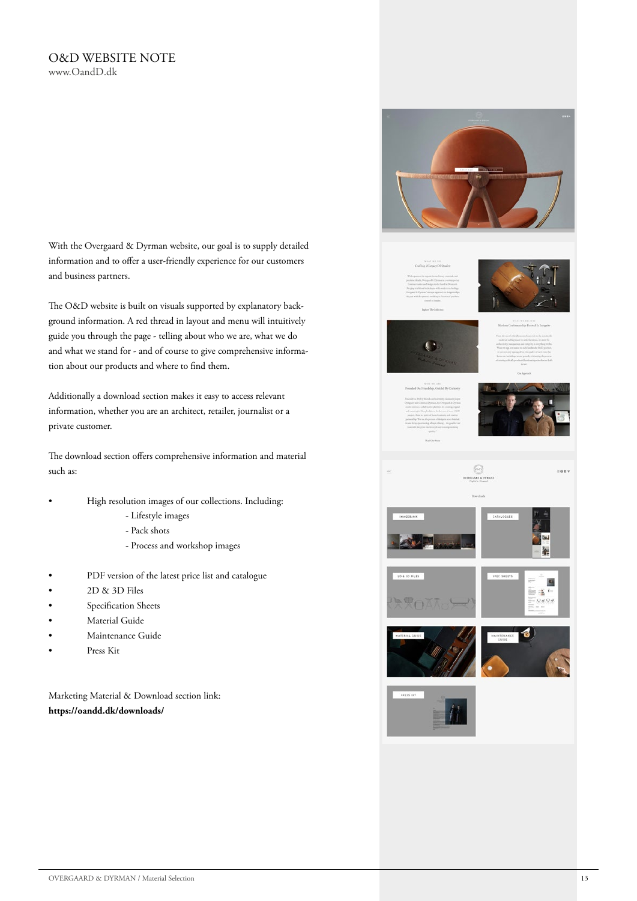# O&D WEBSITE NOTE

www.OandD.dk

With the Overgaard & Dyrman website, our goal is to supply detailed information and to offer a user-friendly experience for our customers and business partners.

The O&D website is built on visuals supported by explanatory background information. A red thread in layout and menu will intuitively guide you through the page - telling about who we are, what we do and what we stand for - and of course to give comprehensive information about our products and where to find them.

Additionally a download section makes it easy to access relevant information, whether you are an architect, retailer, journalist or a private customer.

The download section offers comprehensive information and material such as:

- High resolution images of our collections. Including:
  - Lifestyle images
  - Pack shots
  - Process and workshop images
- PDF version of the latest price list and catalogue
- 2D & 3D Files
- Specification Sheets
- Material Guide
- Maintenance Guide
- Press Kit

Marketing Material & Download section link:
**https://oandd.dk/downloads/**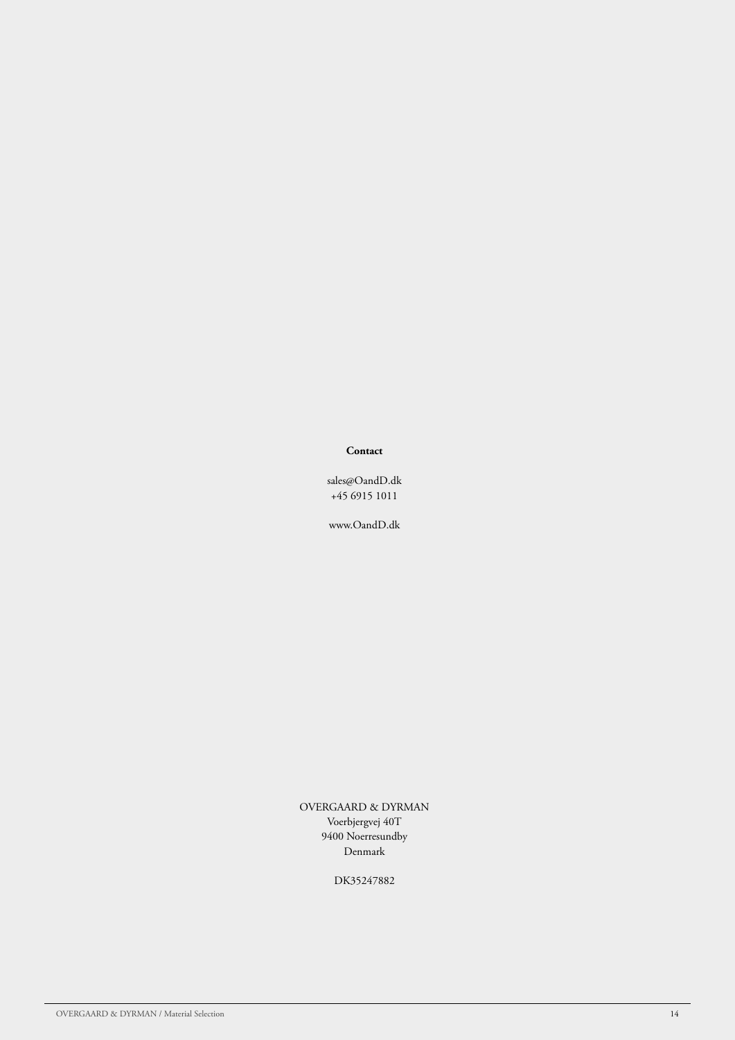**Contact**

sales@OandD.dk
+45 6915 1011

www.OandD.dk

OVERGAARD & DYRMAN
Voerbjergvej 40T
9400 Noerresundby
Denmark

DK35247882